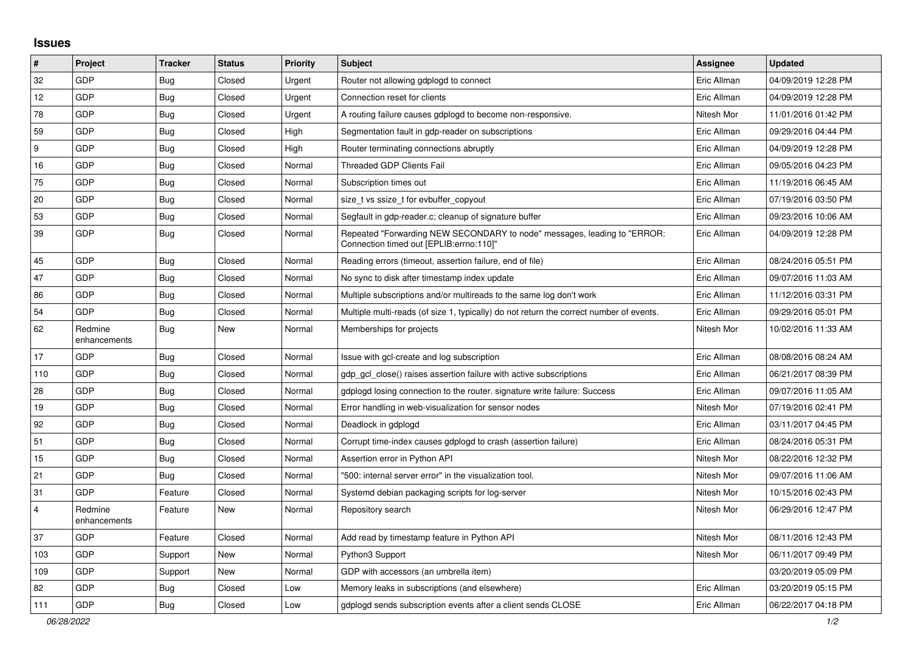# Issues

| # | Project | Tracker | Status | Priority | Subject | Assignee | Updated |
|---|---|---|---|---|---|---|---|
| 32 | GDP | Bug | Closed | Urgent | Router not allowing gdplogd to connect | Eric Allman | 04/09/2019 12:28 PM |
| 12 | GDP | Bug | Closed | Urgent | Connection reset for clients | Eric Allman | 04/09/2019 12:28 PM |
| 78 | GDP | Bug | Closed | Urgent | A routing failure causes gdplogd to become non-responsive. | Nitesh Mor | 11/01/2016 01:42 PM |
| 59 | GDP | Bug | Closed | High | Segmentation fault in gdp-reader on subscriptions | Eric Allman | 09/29/2016 04:44 PM |
| 9 | GDP | Bug | Closed | High | Router terminating connections abruptly | Eric Allman | 04/09/2019 12:28 PM |
| 16 | GDP | Bug | Closed | Normal | Threaded GDP Clients Fail | Eric Allman | 09/05/2016 04:23 PM |
| 75 | GDP | Bug | Closed | Normal | Subscription times out | Eric Allman | 11/19/2016 06:45 AM |
| 20 | GDP | Bug | Closed | Normal | size_t vs ssize_t for evbuffer_copyout | Eric Allman | 07/19/2016 03:50 PM |
| 53 | GDP | Bug | Closed | Normal | Segfault in gdp-reader.c; cleanup of signature buffer | Eric Allman | 09/23/2016 10:06 AM |
| 39 | GDP | Bug | Closed | Normal | Repeated "Forwarding NEW SECONDARY to node" messages, leading to "ERROR: Connection timed out [EPLIB:errno:110]" | Eric Allman | 04/09/2019 12:28 PM |
| 45 | GDP | Bug | Closed | Normal | Reading errors (timeout, assertion failure, end of file) | Eric Allman | 08/24/2016 05:51 PM |
| 47 | GDP | Bug | Closed | Normal | No sync to disk after timestamp index update | Eric Allman | 09/07/2016 11:03 AM |
| 86 | GDP | Bug | Closed | Normal | Multiple subscriptions and/or multireads to the same log don't work | Eric Allman | 11/12/2016 03:31 PM |
| 54 | GDP | Bug | Closed | Normal | Multiple multi-reads (of size 1, typically) do not return the correct number of events. | Eric Allman | 09/29/2016 05:01 PM |
| 62 | Redmine enhancements | Bug | New | Normal | Memberships for projects | Nitesh Mor | 10/02/2016 11:33 AM |
| 17 | GDP | Bug | Closed | Normal | Issue with gcl-create and log subscription | Eric Allman | 08/08/2016 08:24 AM |
| 110 | GDP | Bug | Closed | Normal | gdp_gcl_close() raises assertion failure with active subscriptions | Eric Allman | 06/21/2017 08:39 PM |
| 28 | GDP | Bug | Closed | Normal | gdplogd losing connection to the router. signature write failure: Success | Eric Allman | 09/07/2016 11:05 AM |
| 19 | GDP | Bug | Closed | Normal | Error handling in web-visualization for sensor nodes | Nitesh Mor | 07/19/2016 02:41 PM |
| 92 | GDP | Bug | Closed | Normal | Deadlock in gdplogd | Eric Allman | 03/11/2017 04:45 PM |
| 51 | GDP | Bug | Closed | Normal | Corrupt time-index causes gdplogd to crash (assertion failure) | Eric Allman | 08/24/2016 05:31 PM |
| 15 | GDP | Bug | Closed | Normal | Assertion error in Python API | Nitesh Mor | 08/22/2016 12:32 PM |
| 21 | GDP | Bug | Closed | Normal | "500: internal server error" in the visualization tool. | Nitesh Mor | 09/07/2016 11:06 AM |
| 31 | GDP | Feature | Closed | Normal | Systemd debian packaging scripts for log-server | Nitesh Mor | 10/15/2016 02:43 PM |
| 4 | Redmine enhancements | Feature | New | Normal | Repository search | Nitesh Mor | 06/29/2016 12:47 PM |
| 37 | GDP | Feature | Closed | Normal | Add read by timestamp feature in Python API | Nitesh Mor | 08/11/2016 12:43 PM |
| 103 | GDP | Support | New | Normal | Python3 Support | Nitesh Mor | 06/11/2017 09:49 PM |
| 109 | GDP | Support | New | Normal | GDP with accessors (an umbrella item) | | 03/20/2019 05:09 PM |
| 82 | GDP | Bug | Closed | Low | Memory leaks in subscriptions (and elsewhere) | Eric Allman | 03/20/2019 05:15 PM |
| 111 | GDP | Bug | Closed | Low | gdplogd sends subscription events after a client sends CLOSE | Eric Allman | 06/22/2017 04:18 PM |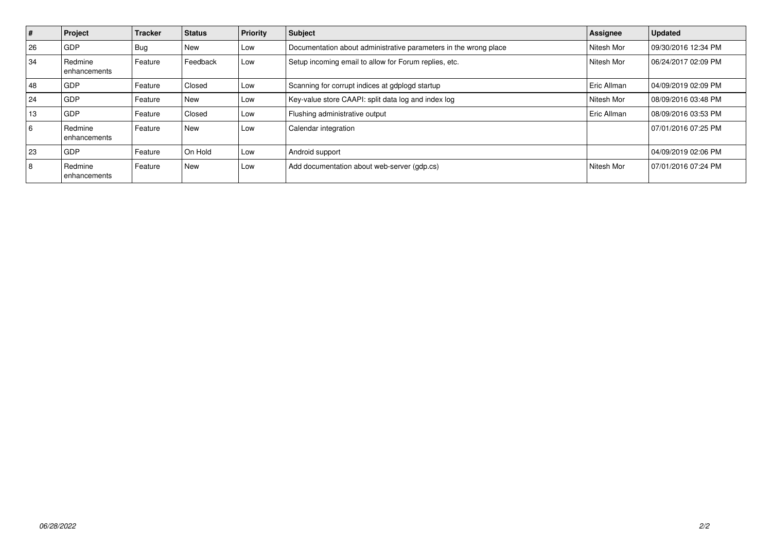| # | Project | Tracker | Status | Priority | Subject | Assignee | Updated |
|---|---|---|---|---|---|---|---|
| 26 | GDP | Bug | New | Low | Documentation about administrative parameters in the wrong place | Nitesh Mor | 09/30/2016 12:34 PM |
| 34 | Redmine enhancements | Feature | Feedback | Low | Setup incoming email to allow for Forum replies, etc. | Nitesh Mor | 06/24/2017 02:09 PM |
| 48 | GDP | Feature | Closed | Low | Scanning for corrupt indices at gdplogd startup | Eric Allman | 04/09/2019 02:09 PM |
| 24 | GDP | Feature | New | Low | Key-value store CAAPI: split data log and index log | Nitesh Mor | 08/09/2016 03:48 PM |
| 13 | GDP | Feature | Closed | Low | Flushing administrative output | Eric Allman | 08/09/2016 03:53 PM |
| 6 | Redmine enhancements | Feature | New | Low | Calendar integration | | 07/01/2016 07:25 PM |
| 23 | GDP | Feature | On Hold | Low | Android support | | 04/09/2019 02:06 PM |
| 8 | Redmine enhancements | Feature | New | Low | Add documentation about web-server (gdp.cs) | Nitesh Mor | 07/01/2016 07:24 PM |